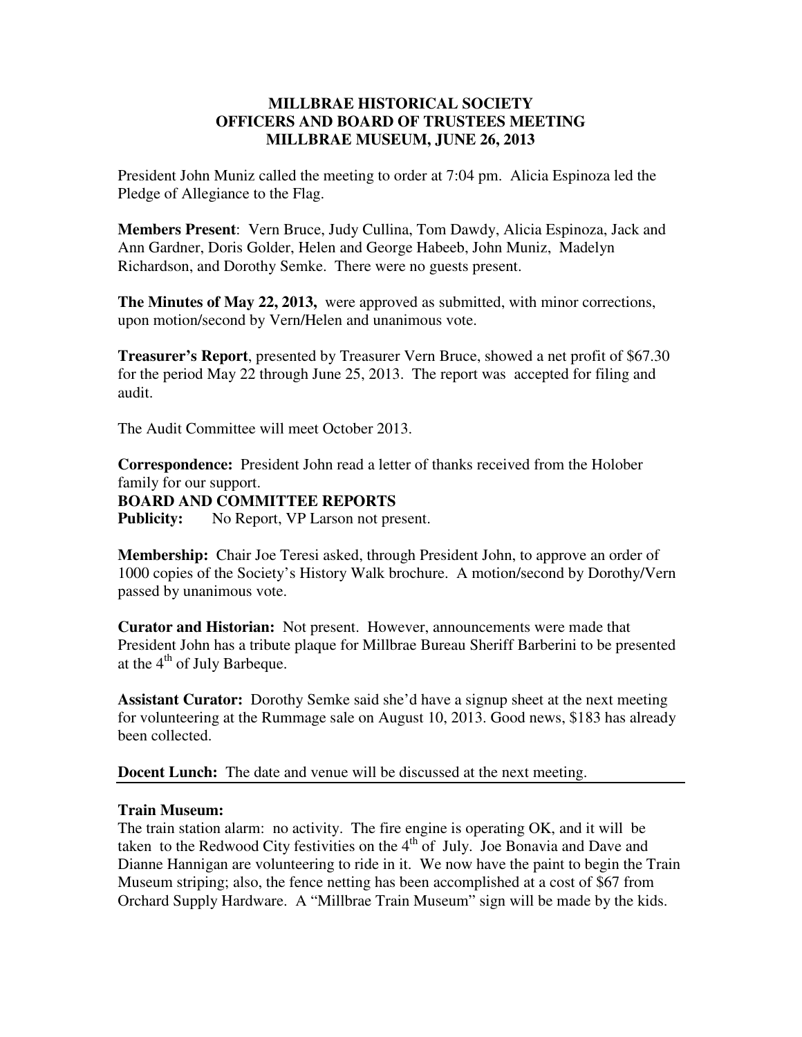**MILLBRAE HISTORICAL SOCIETY**
**OFFICERS AND BOARD OF TRUSTEES MEETING**
**MILLBRAE MUSEUM, JUNE 26, 2013**

President John Muniz called the meeting to order at 7:04 pm. Alicia Espinoza led the Pledge of Allegiance to the Flag.

**Members Present**: Vern Bruce, Judy Cullina, Tom Dawdy, Alicia Espinoza, Jack and Ann Gardner, Doris Golder, Helen and George Habeeb, John Muniz, Madelyn Richardson, and Dorothy Semke. There were no guests present.

**The Minutes of May 22, 2013,** were approved as submitted, with minor corrections, upon motion/second by Vern/Helen and unanimous vote.

**Treasurer's Report**, presented by Treasurer Vern Bruce, showed a net profit of $67.30 for the period May 22 through June 25, 2013. The report was accepted for filing and audit.

The Audit Committee will meet October 2013.

**Correspondence:** President John read a letter of thanks received from the Holober family for our support.

**BOARD AND COMMITTEE REPORTS**

**Publicity:** No Report, VP Larson not present.

**Membership:** Chair Joe Teresi asked, through President John, to approve an order of 1000 copies of the Society's History Walk brochure. A motion/second by Dorothy/Vern passed by unanimous vote.

**Curator and Historian:** Not present. However, announcements were made that President John has a tribute plaque for Millbrae Bureau Sheriff Barberini to be presented at the 4th of July Barbeque.

**Assistant Curator:** Dorothy Semke said she'd have a signup sheet at the next meeting for volunteering at the Rummage sale on August 10, 2013. Good news, $183 has already been collected.

**Docent Lunch:** The date and venue will be discussed at the next meeting.

---

**Train Museum:**

The train station alarm: no activity. The fire engine is operating OK, and it will be taken to the Redwood City festivities on the 4th of July. Joe Bonavia and Dave and Dianne Hannigan are volunteering to ride in it. We now have the paint to begin the Train Museum striping; also, the fence netting has been accomplished at a cost of $67 from Orchard Supply Hardware. A "Millbrae Train Museum" sign will be made by the kids.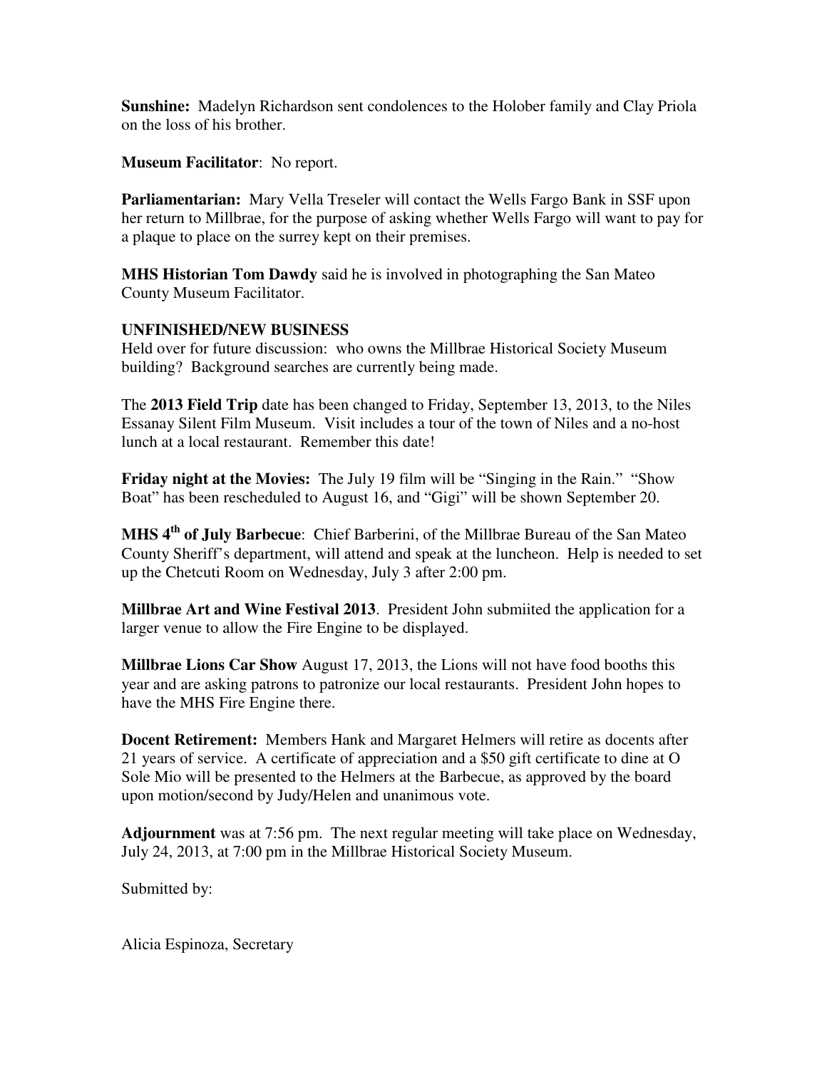**Sunshine:** Madelyn Richardson sent condolences to the Holober family and Clay Priola on the loss of his brother.

**Museum Facilitator**: No report.

**Parliamentarian:** Mary Vella Treseler will contact the Wells Fargo Bank in SSF upon her return to Millbrae, for the purpose of asking whether Wells Fargo will want to pay for a plaque to place on the surrey kept on their premises.

**MHS Historian Tom Dawdy** said he is involved in photographing the San Mateo County Museum Facilitator.

**UNFINISHED/NEW BUSINESS**

Held over for future discussion: who owns the Millbrae Historical Society Museum building? Background searches are currently being made.

The **2013 Field Trip** date has been changed to Friday, September 13, 2013, to the Niles Essanay Silent Film Museum. Visit includes a tour of the town of Niles and a no-host lunch at a local restaurant. Remember this date!

**Friday night at the Movies:** The July 19 film will be "Singing in the Rain." "Show Boat" has been rescheduled to August 16, and "Gigi" will be shown September 20.

**MHS 4th of July Barbecue**: Chief Barberini, of the Millbrae Bureau of the San Mateo County Sheriff's department, will attend and speak at the luncheon. Help is needed to set up the Chetcuti Room on Wednesday, July 3 after 2:00 pm.

**Millbrae Art and Wine Festival 2013**. President John submiited the application for a larger venue to allow the Fire Engine to be displayed.

**Millbrae Lions Car Show** August 17, 2013, the Lions will not have food booths this year and are asking patrons to patronize our local restaurants. President John hopes to have the MHS Fire Engine there.

**Docent Retirement:** Members Hank and Margaret Helmers will retire as docents after 21 years of service. A certificate of appreciation and a $50 gift certificate to dine at O Sole Mio will be presented to the Helmers at the Barbecue, as approved by the board upon motion/second by Judy/Helen and unanimous vote.

**Adjournment** was at 7:56 pm. The next regular meeting will take place on Wednesday, July 24, 2013, at 7:00 pm in the Millbrae Historical Society Museum.

Submitted by:

Alicia Espinoza, Secretary